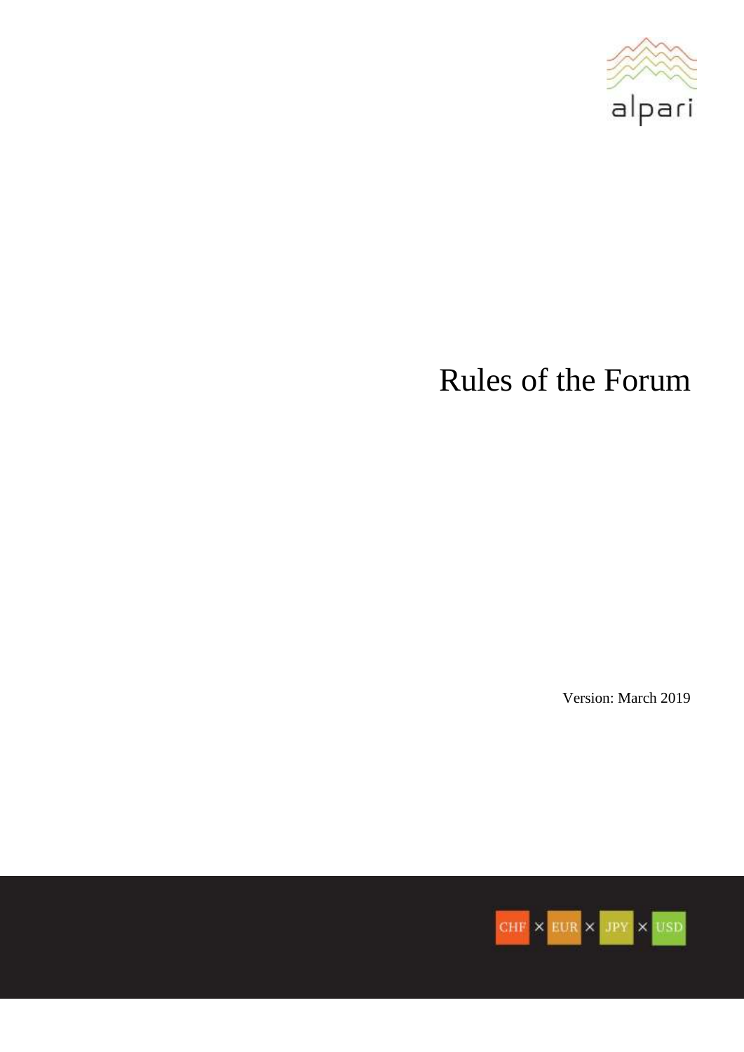alpari

# Rules of the Forum

Version: March 2019

CHF × EUR × JPY × USD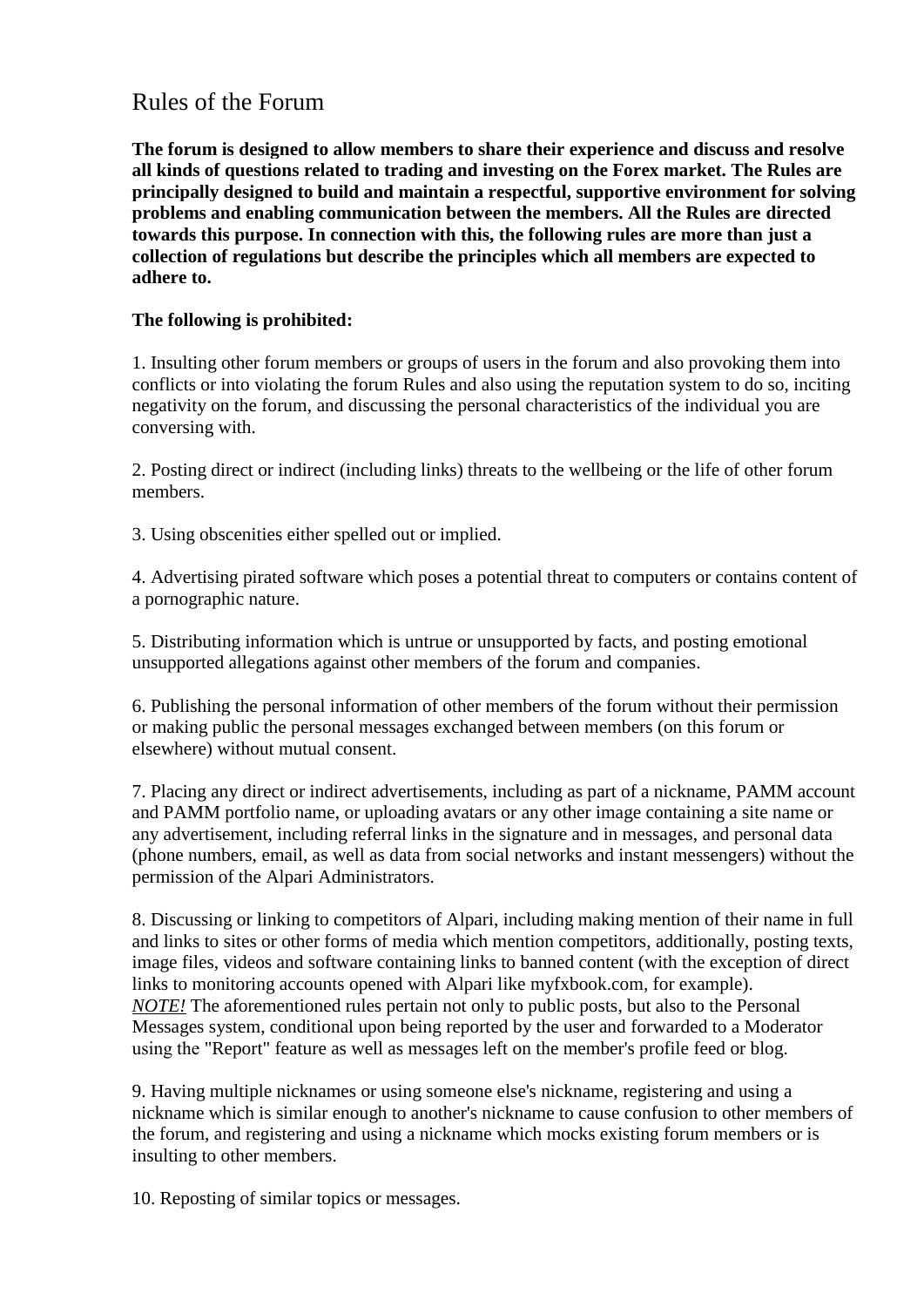# Rules of the Forum

**The forum is designed to allow members to share their experience and discuss and resolve all kinds of questions related to trading and investing on the Forex market. The Rules are principally designed to build and maintain a respectful, supportive environment for solving problems and enabling communication between the members. All the Rules are directed towards this purpose. In connection with this, the following rules are more than just a collection of regulations but describe the principles which all members are expected to adhere to.**

**The following is prohibited:**

1. Insulting other forum members or groups of users in the forum and also provoking them into conflicts or into violating the forum Rules and also using the reputation system to do so, inciting negativity on the forum, and discussing the personal characteristics of the individual you are conversing with.

2. Posting direct or indirect (including links) threats to the wellbeing or the life of other forum members.

3. Using obscenities either spelled out or implied.

4. Advertising pirated software which poses a potential threat to computers or contains content of a pornographic nature.

5. Distributing information which is untrue or unsupported by facts, and posting emotional unsupported allegations against other members of the forum and companies.

6. Publishing the personal information of other members of the forum without their permission or making public the personal messages exchanged between members (on this forum or elsewhere) without mutual consent.

7. Placing any direct or indirect advertisements, including as part of a nickname, PAMM account and PAMM portfolio name, or uploading avatars or any other image containing a site name or any advertisement, including referral links in the signature and in messages, and personal data (phone numbers, email, as well as data from social networks and instant messengers) without the permission of the Alpari Administrators.

8. Discussing or linking to competitors of Alpari, including making mention of their name in full and links to sites or other forms of media which mention competitors, additionally, posting texts, image files, videos and software containing links to banned content (with the exception of direct links to monitoring accounts opened with Alpari like myfxbook.com, for example).
***NOTE!*** The aforementioned rules pertain not only to public posts, but also to the Personal Messages system, conditional upon being reported by the user and forwarded to a Moderator using the "Report" feature as well as messages left on the member's profile feed or blog.

9. Having multiple nicknames or using someone else's nickname, registering and using a nickname which is similar enough to another's nickname to cause confusion to other members of the forum, and registering and using a nickname which mocks existing forum members or is insulting to other members.

10. Reposting of similar topics or messages.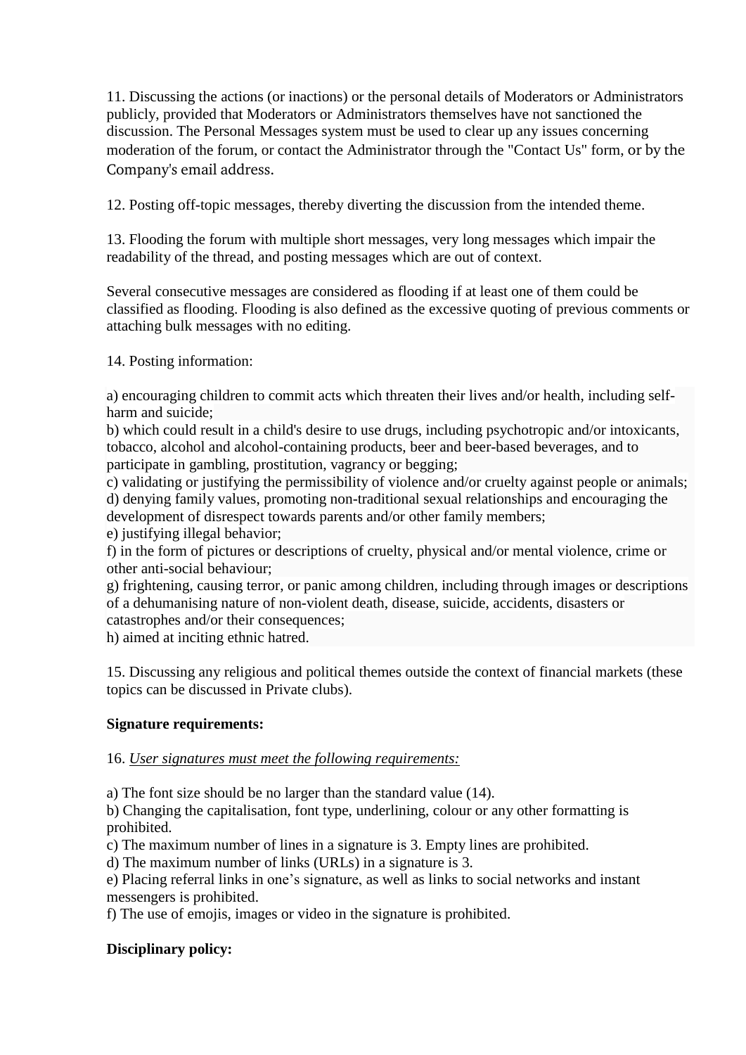11. Discussing the actions (or inactions) or the personal details of Moderators or Administrators publicly, provided that Moderators or Administrators themselves have not sanctioned the discussion. The Personal Messages system must be used to clear up any issues concerning moderation of the forum, or contact the Administrator through the "Contact Us" form, or by the Company's email address.

12. Posting off-topic messages, thereby diverting the discussion from the intended theme.

13. Flooding the forum with multiple short messages, very long messages which impair the readability of the thread, and posting messages which are out of context.

Several consecutive messages are considered as flooding if at least one of them could be classified as flooding. Flooding is also defined as the excessive quoting of previous comments or attaching bulk messages with no editing.

14. Posting information:

a) encouraging children to commit acts which threaten their lives and/or health, including self-harm and suicide;
b) which could result in a child's desire to use drugs, including psychotropic and/or intoxicants, tobacco, alcohol and alcohol-containing products, beer and beer-based beverages, and to participate in gambling, prostitution, vagrancy or begging;
c) validating or justifying the permissibility of violence and/or cruelty against people or animals;
d) denying family values, promoting non-traditional sexual relationships and encouraging the development of disrespect towards parents and/or other family members;
e) justifying illegal behavior;
f) in the form of pictures or descriptions of cruelty, physical and/or mental violence, crime or other anti-social behaviour;
g) frightening, causing terror, or panic among children, including through images or descriptions of a dehumanising nature of non-violent death, disease, suicide, accidents, disasters or catastrophes and/or their consequences;
h) aimed at inciting ethnic hatred.

15. Discussing any religious and political themes outside the context of financial markets (these topics can be discussed in Private clubs).

**Signature requirements:**

16. *User signatures must meet the following requirements:*

a) The font size should be no larger than the standard value (14).
b) Changing the capitalisation, font type, underlining, colour or any other formatting is prohibited.
c) The maximum number of lines in a signature is 3. Empty lines are prohibited.
d) The maximum number of links (URLs) in a signature is 3.
e) Placing referral links in one's signature, as well as links to social networks and instant messengers is prohibited.
f) The use of emojis, images or video in the signature is prohibited.

**Disciplinary policy:**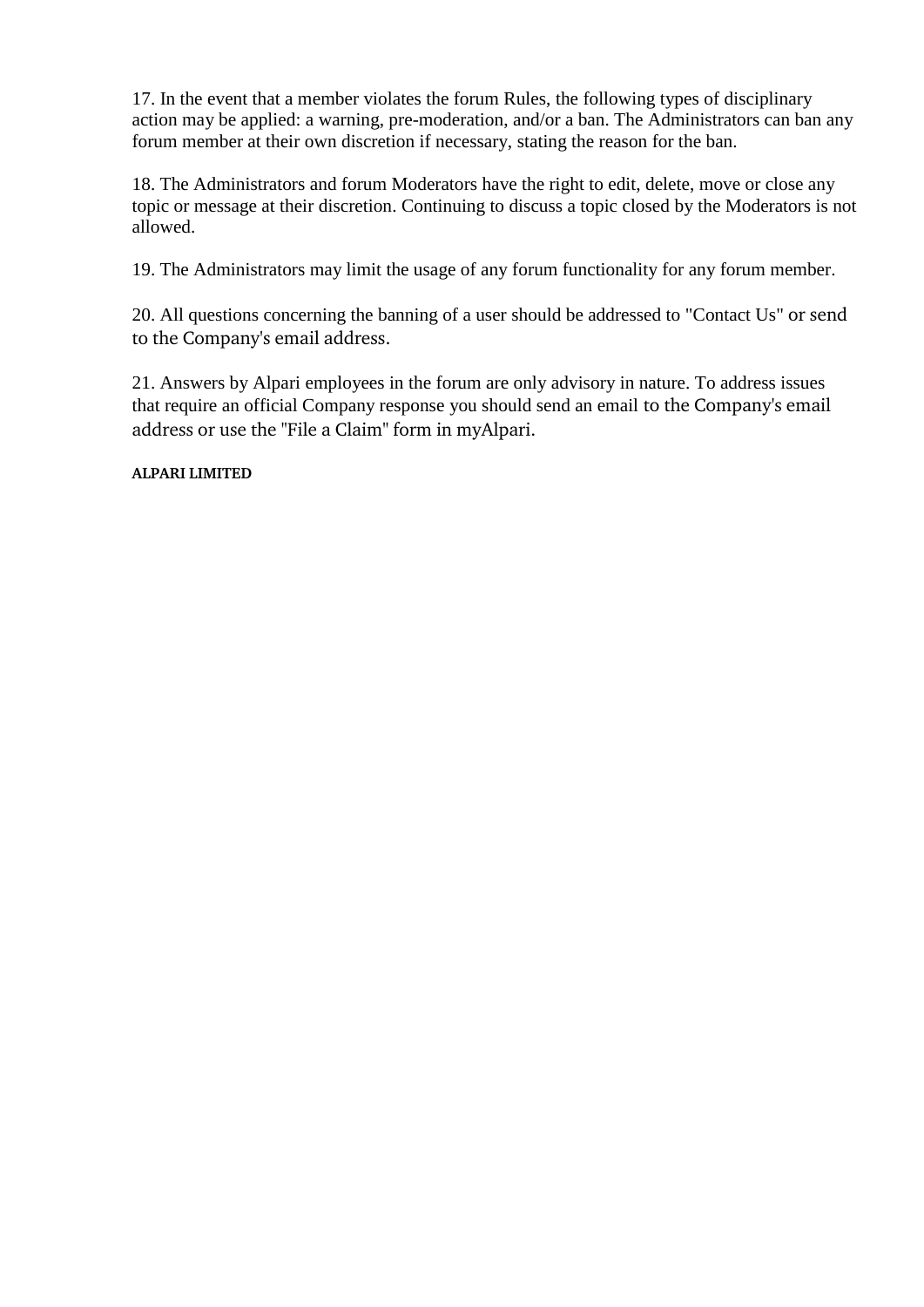17. In the event that a member violates the forum Rules, the following types of disciplinary action may be applied: a warning, pre-moderation, and/or a ban. The Administrators can ban any forum member at their own discretion if necessary, stating the reason for the ban.

18. The Administrators and forum Moderators have the right to edit, delete, move or close any topic or message at their discretion. Continuing to discuss a topic closed by the Moderators is not allowed.

19. The Administrators may limit the usage of any forum functionality for any forum member.

20. All questions concerning the banning of a user should be addressed to "Contact Us" or send to the Company's email address.

21. Answers by Alpari employees in the forum are only advisory in nature. To address issues that require an official Company response you should send an email to the Company's email address or use the "File a Claim" form in myAlpari.

**ALPARI LIMITED**